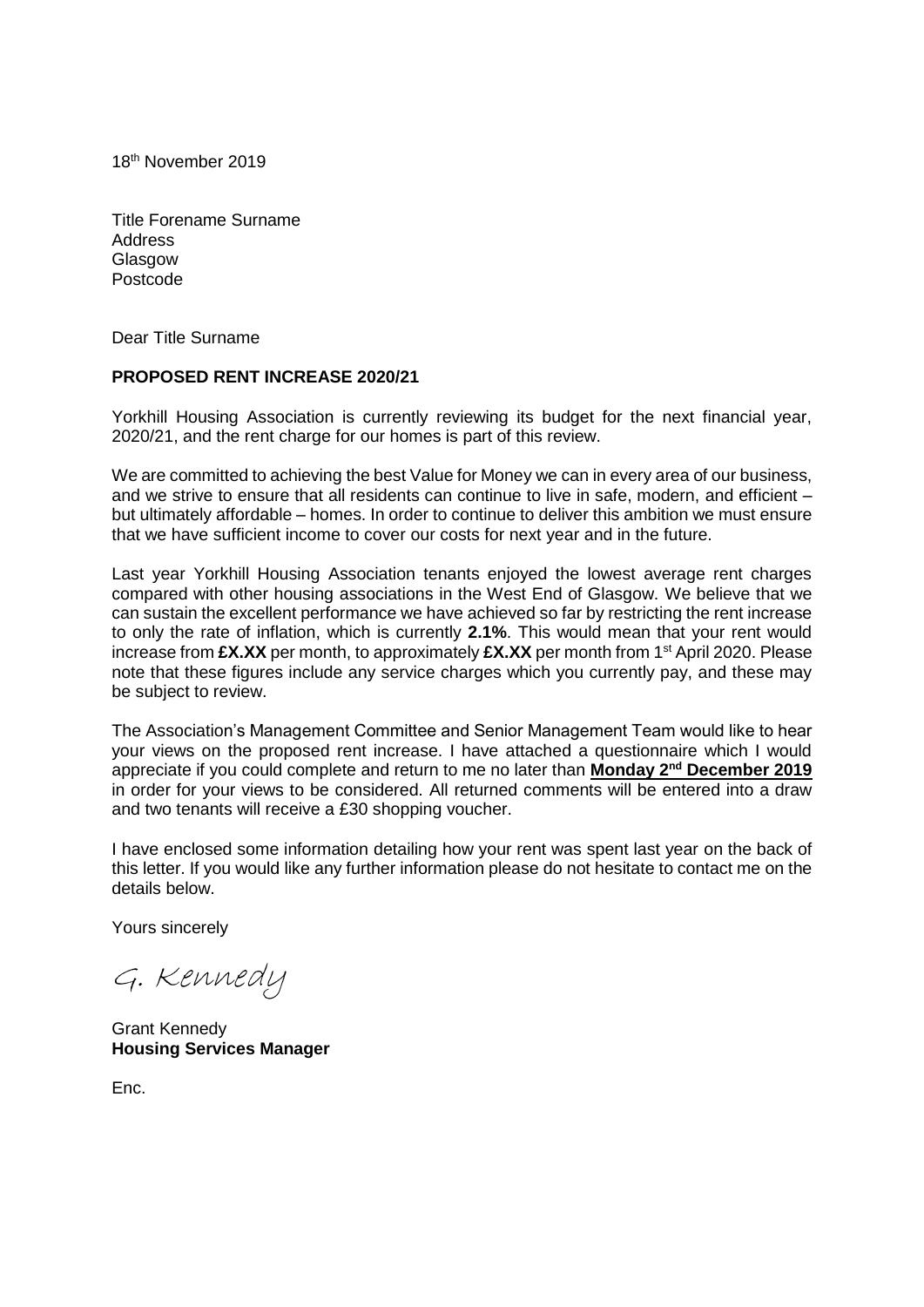18th November 2019

Title Forename Surname
Address
Glasgow
Postcode

Dear Title Surname

**PROPOSED RENT INCREASE 2020/21**

Yorkhill Housing Association is currently reviewing its budget for the next financial year, 2020/21, and the rent charge for our homes is part of this review.

We are committed to achieving the best Value for Money we can in every area of our business, and we strive to ensure that all residents can continue to live in safe, modern, and efficient – but ultimately affordable – homes. In order to continue to deliver this ambition we must ensure that we have sufficient income to cover our costs for next year and in the future.

Last year Yorkhill Housing Association tenants enjoyed the lowest average rent charges compared with other housing associations in the West End of Glasgow. We believe that we can sustain the excellent performance we have achieved so far by restricting the rent increase to only the rate of inflation, which is currently **2.1%**. This would mean that your rent would increase from **£X.XX** per month, to approximately **£X.XX** per month from 1st April 2020. Please note that these figures include any service charges which you currently pay, and these may be subject to review.

The Association's Management Committee and Senior Management Team would like to hear your views on the proposed rent increase. I have attached a questionnaire which I would appreciate if you could complete and return to me no later than **Monday 2nd December 2019** in order for your views to be considered. All returned comments will be entered into a draw and two tenants will receive a £30 shopping voucher.

I have enclosed some information detailing how your rent was spent last year on the back of this letter. If you would like any further information please do not hesitate to contact me on the details below.

Yours sincerely

G. Kennedy

Grant Kennedy
**Housing Services Manager**

Enc.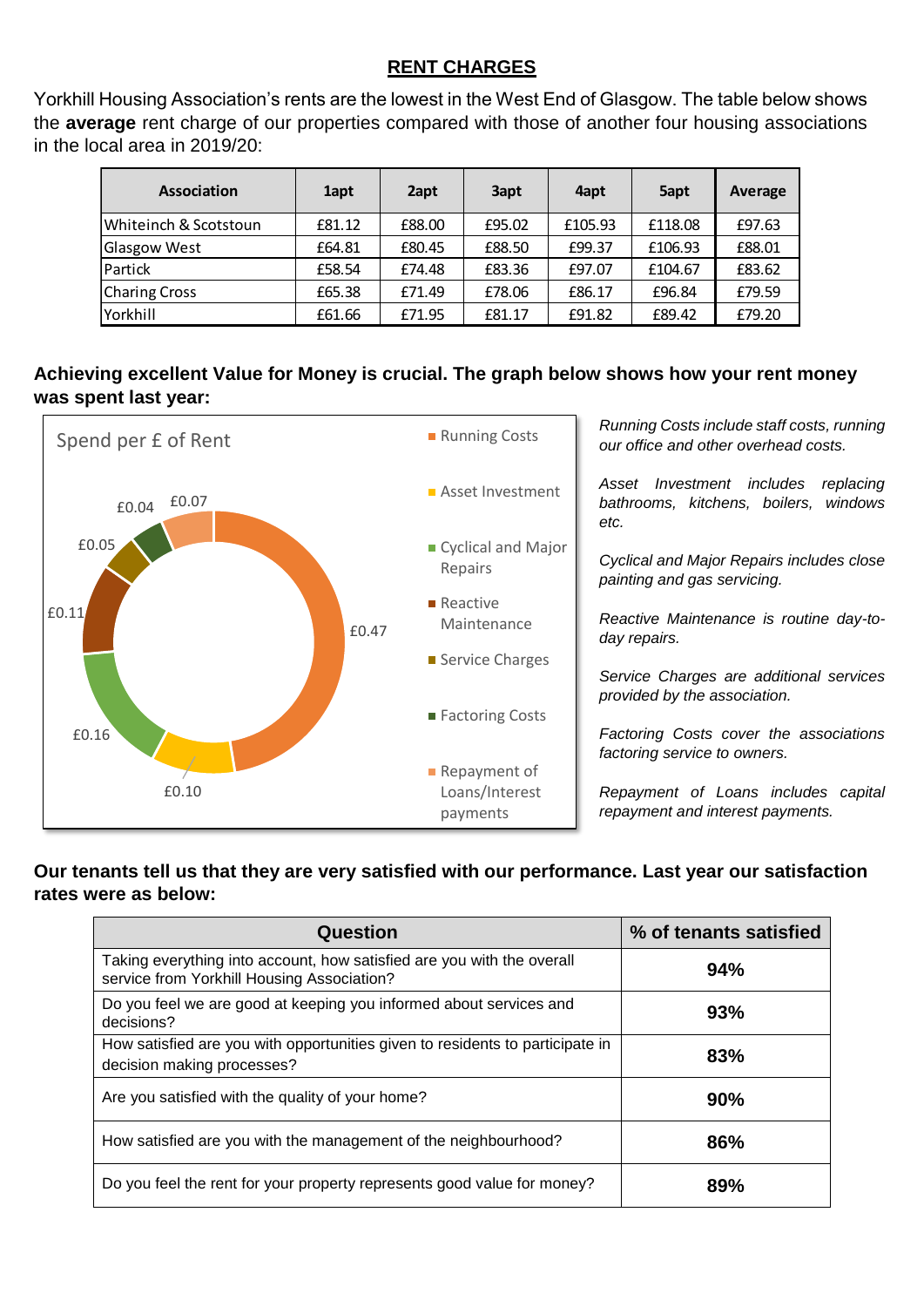## RENT CHARGES

Yorkhill Housing Association's rents are the lowest in the West End of Glasgow. The table below shows the **average** rent charge of our properties compared with those of another four housing associations in the local area in 2019/20:

| Association | 1apt | 2apt | 3apt | 4apt | 5apt | Average |
|---|---|---|---|---|---|---|
| Whiteinch & Scotstoun | £81.12 | £88.00 | £95.02 | £105.93 | £118.08 | £97.63 |
| Glasgow West | £64.81 | £80.45 | £88.50 | £99.37 | £106.93 | £88.01 |
| Partick | £58.54 | £74.48 | £83.36 | £97.07 | £104.67 | £83.62 |
| Charing Cross | £65.38 | £71.49 | £78.06 | £86.17 | £96.84 | £79.59 |
| Yorkhill | £61.66 | £71.95 | £81.17 | £91.82 | £89.42 | £79.20 |

**Achieving excellent Value for Money is crucial. The graph below shows how your rent money was spent last year:**

Spend per £ of Rent

£0.47

£0.10

£0.16

£0.11

£0.05

£0.04

£0.07

Running Costs

Asset Investment

Cyclical and Major Repairs

Reactive Maintenance

Service Charges

Factoring Costs

Repayment of Loans/Interest payments

*Running Costs include staff costs, running our office and other overhead costs.*

*Asset Investment includes replacing bathrooms, kitchens, boilers, windows etc.*

*Cyclical and Major Repairs includes close painting and gas servicing.*

*Reactive Maintenance is routine day-to-day repairs.*

*Service Charges are additional services provided by the association.*

*Factoring Costs cover the associations factoring service to owners.*

*Repayment of Loans includes capital repayment and interest payments.*

**Our tenants tell us that they are very satisfied with our performance. Last year our satisfaction rates were as below:**

| Question | % of tenants satisfied |
|---|---|
| Taking everything into account, how satisfied are you with the overall service from Yorkhill Housing Association? | **94%** |
| Do you feel we are good at keeping you informed about services and decisions? | **93%** |
| How satisfied are you with opportunities given to residents to participate in decision making processes? | **83%** |
| Are you satisfied with the quality of your home? | **90%** |
| How satisfied are you with the management of the neighbourhood? | **86%** |
| Do you feel the rent for your property represents good value for money? | **89%** |